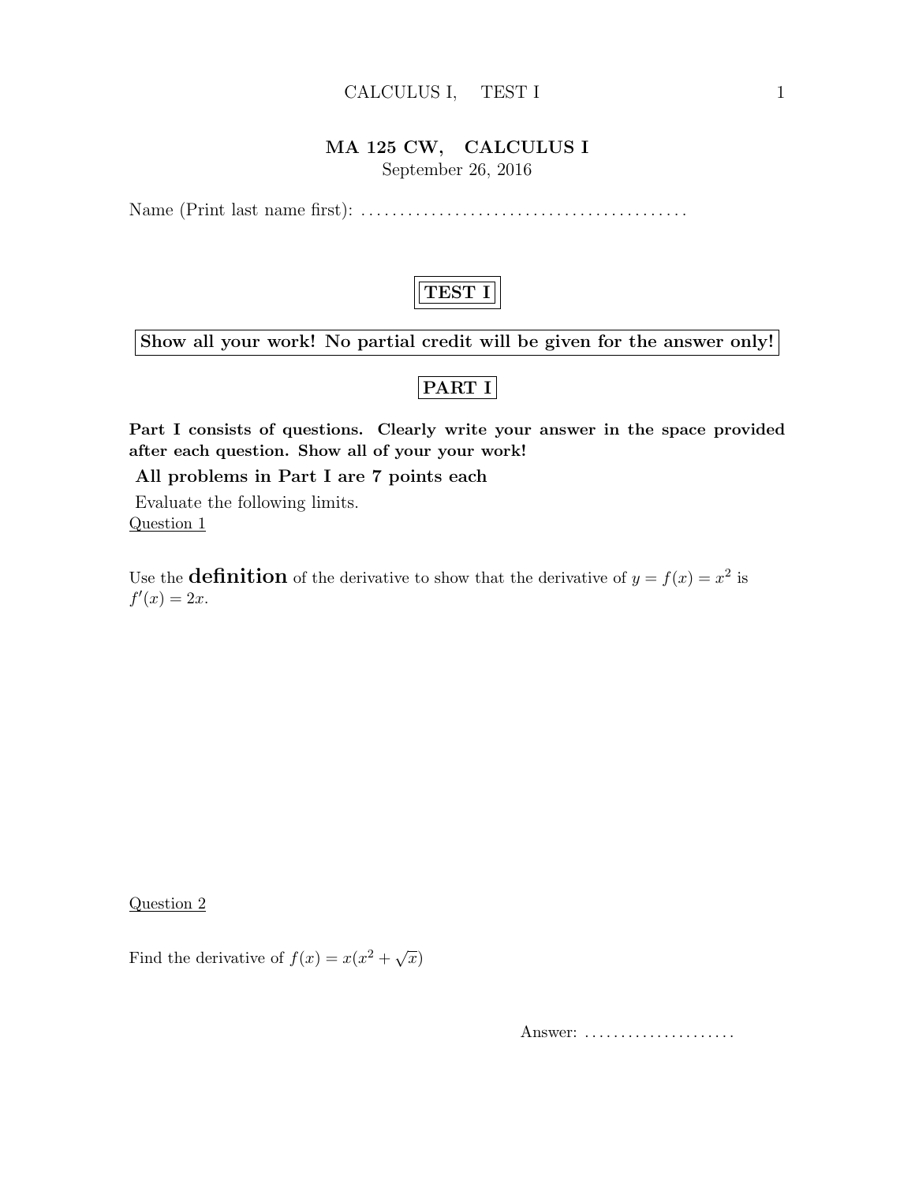**MA 125 CW, CALCULUS I**

September 26, 2016

Name (Print last name first): .........................................

# TEST I

**Show all your work! No partial credit will be given for the answer only!**

## PART I

**Part I consists of questions. Clearly write your answer in the space provided after each question. Show all of your your work!**

**All problems in Part I are 7 points each**

Evaluate the following limits.

Question 1

Use the **definition** of the derivative to show that the derivative of $y = f(x) = x^2$ is $f'(x) = 2x$.

Question 2

Find the derivative of $f(x) = x(x^2 + \sqrt{x})$

Answer: .....................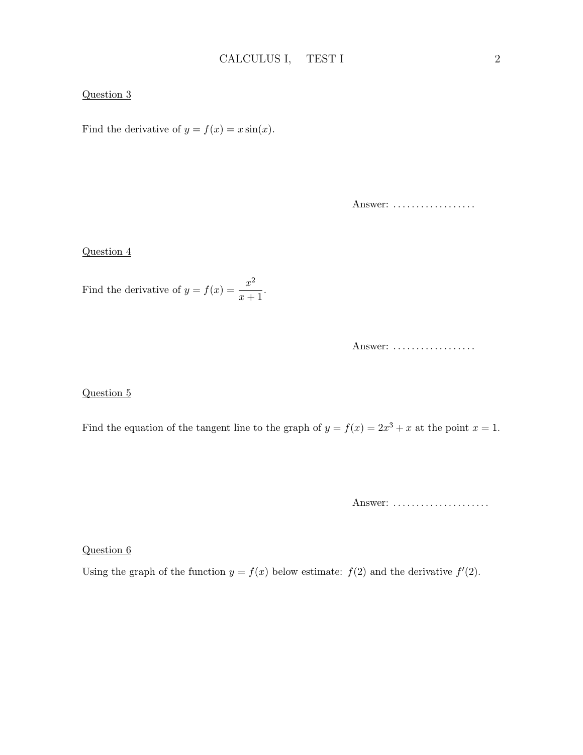Question 3

Find the derivative of $y = f(x) = x\sin(x)$.

Answer: ..................

Question 4

Find the derivative of $y = f(x) = \dfrac{x^2}{x+1}$.

Answer: ..................

Question 5

Find the equation of the tangent line to the graph of $y = f(x) = 2x^3 + x$ at the point $x = 1$.

Answer: .....................

Question 6

Using the graph of the function $y = f(x)$ below estimate: $f(2)$ and the derivative $f'(2)$.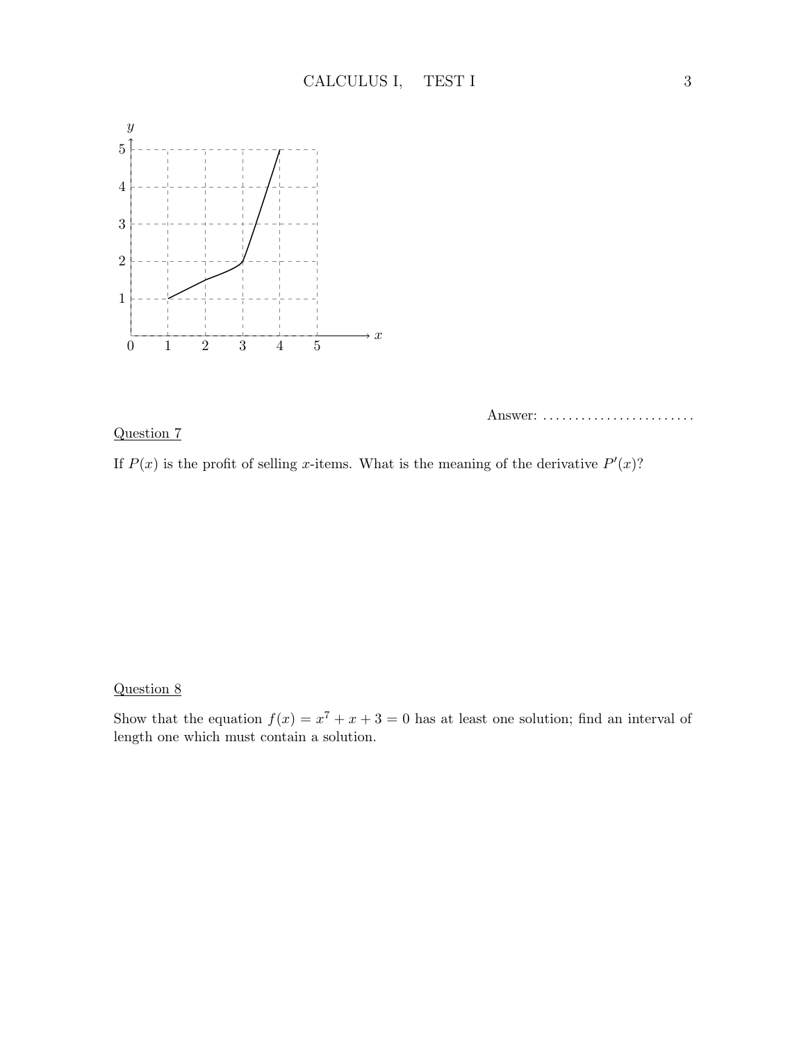Answer: ........................

Question 7

If $P(x)$ is the profit of selling $x$-items. What is the meaning of the derivative $P'(x)$?

Question 8

Show that the equation $f(x) = x^7 + x + 3 = 0$ has at least one solution; find an interval of length one which must contain a solution.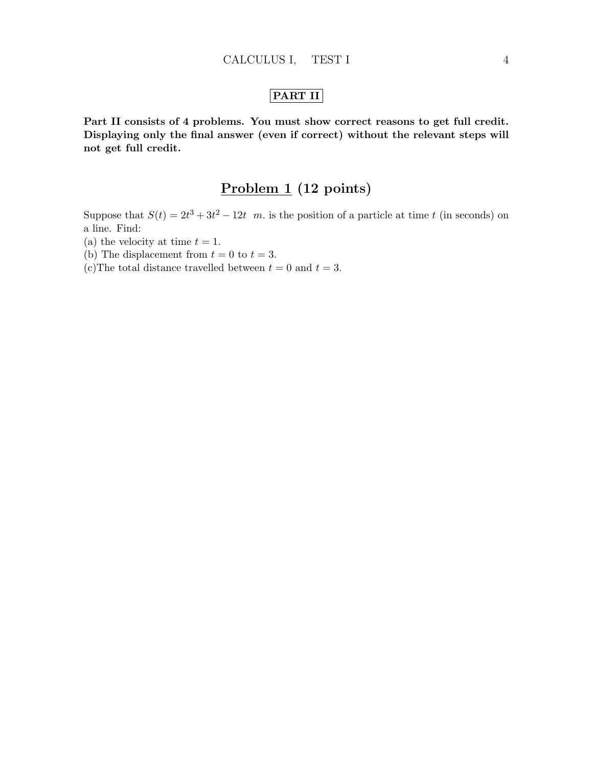**PART II**

**Part II consists of 4 problems. You must show correct reasons to get full credit. Displaying only the final answer (even if correct) without the relevant steps will not get full credit.**

## Problem 1 (12 points)

Suppose that $S(t) = 2t^3 + 3t^2 - 12t \;\; m.$ is the position of a particle at time $t$ (in seconds) on a line. Find:

(a) the velocity at time $t = 1$.

(b) The displacement from $t = 0$ to $t = 3$.

(c)The total distance travelled between $t = 0$ and $t = 3$.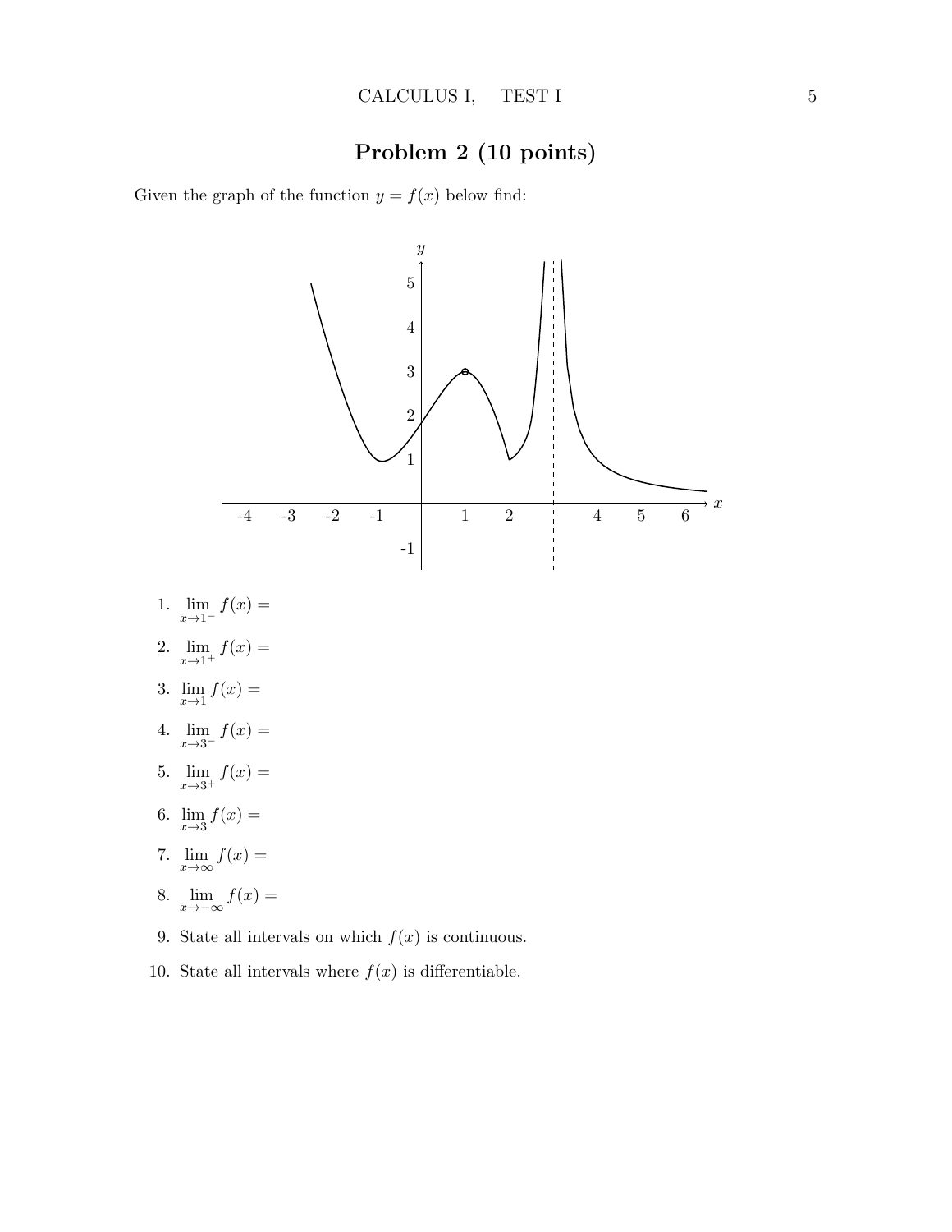## Problem 2 (10 points)

Given the graph of the function $y = f(x)$ below find:

1. $\lim\limits_{x \to 1^-} f(x) =$
2. $\lim\limits_{x \to 1^+} f(x) =$
3. $\lim\limits_{x \to 1} f(x) =$
4. $\lim\limits_{x \to 3^-} f(x) =$
5. $\lim\limits_{x \to 3^+} f(x) =$
6. $\lim\limits_{x \to 3} f(x) =$
7. $\lim\limits_{x \to \infty} f(x) =$
8. $\lim\limits_{x \to -\infty} f(x) =$
9. State all intervals on which $f(x)$ is continuous.
10. State all intervals where $f(x)$ is differentiable.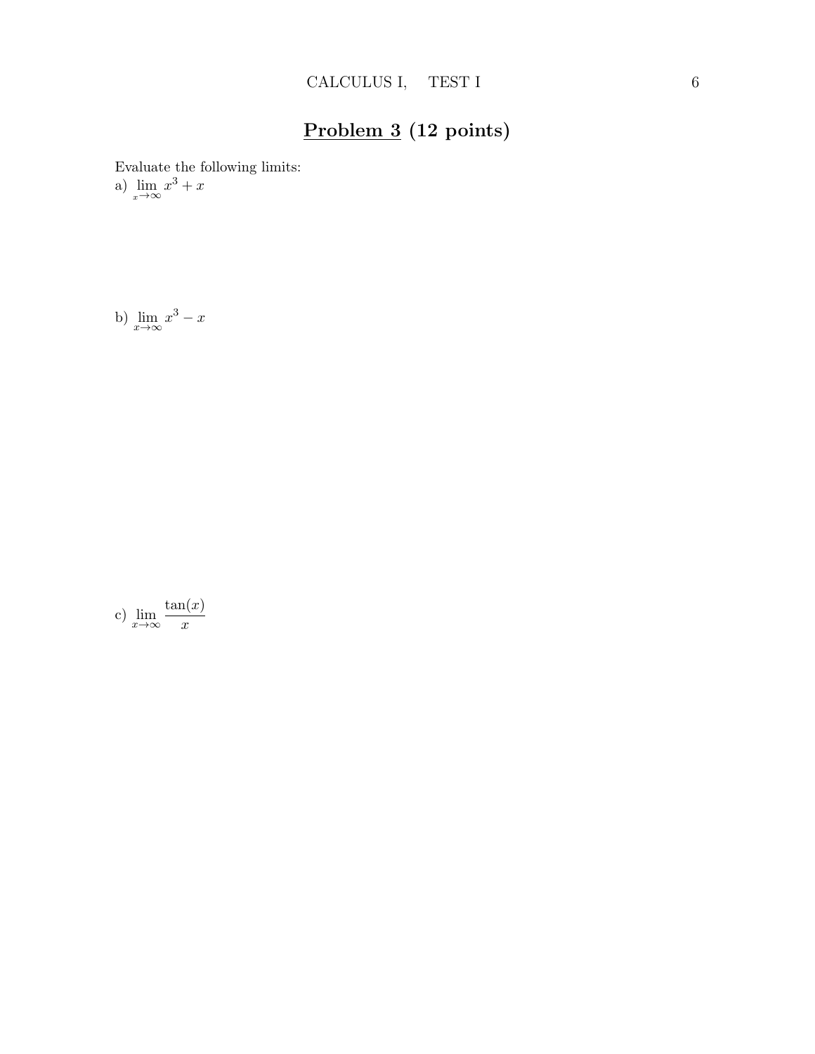# **Problem 3** (12 points)

Evaluate the following limits:

a) $\lim_{x\to\infty} x^3 + x$

b) $\lim_{x\to\infty} x^3 - x$

c) $\lim_{x\to\infty} \frac{\tan(x)}{x}$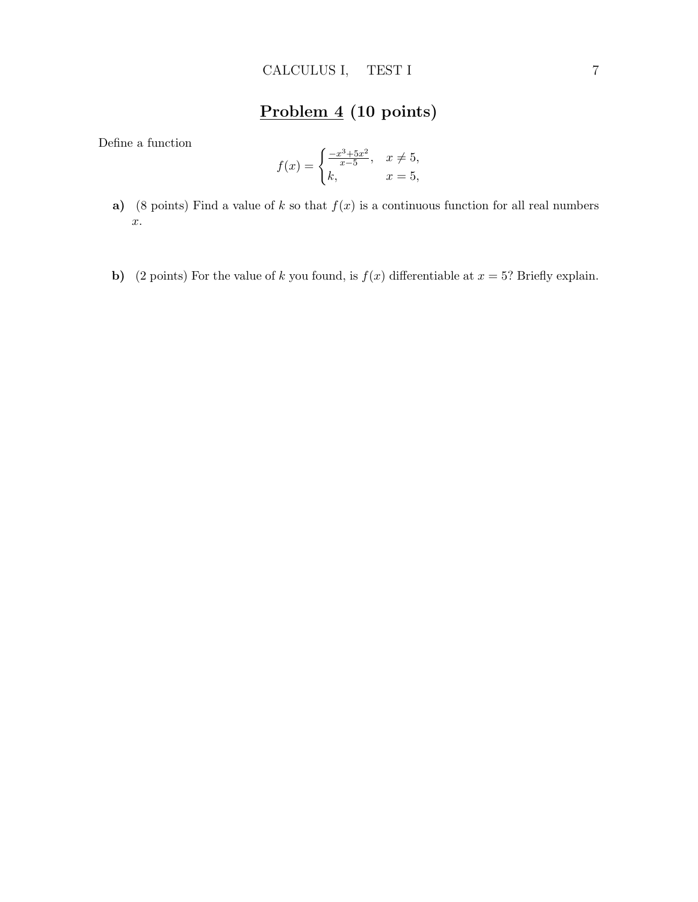## Problem 4 (10 points)

Define a function

$$f(x) = \begin{cases} \frac{-x^3+5x^2}{x-5}, & x \neq 5, \\ k, & x = 5, \end{cases}$$

**a)** (8 points) Find a value of $k$ so that $f(x)$ is a continuous function for all real numbers $x$.

**b)** (2 points) For the value of $k$ you found, is $f(x)$ differentiable at $x = 5$? Briefly explain.